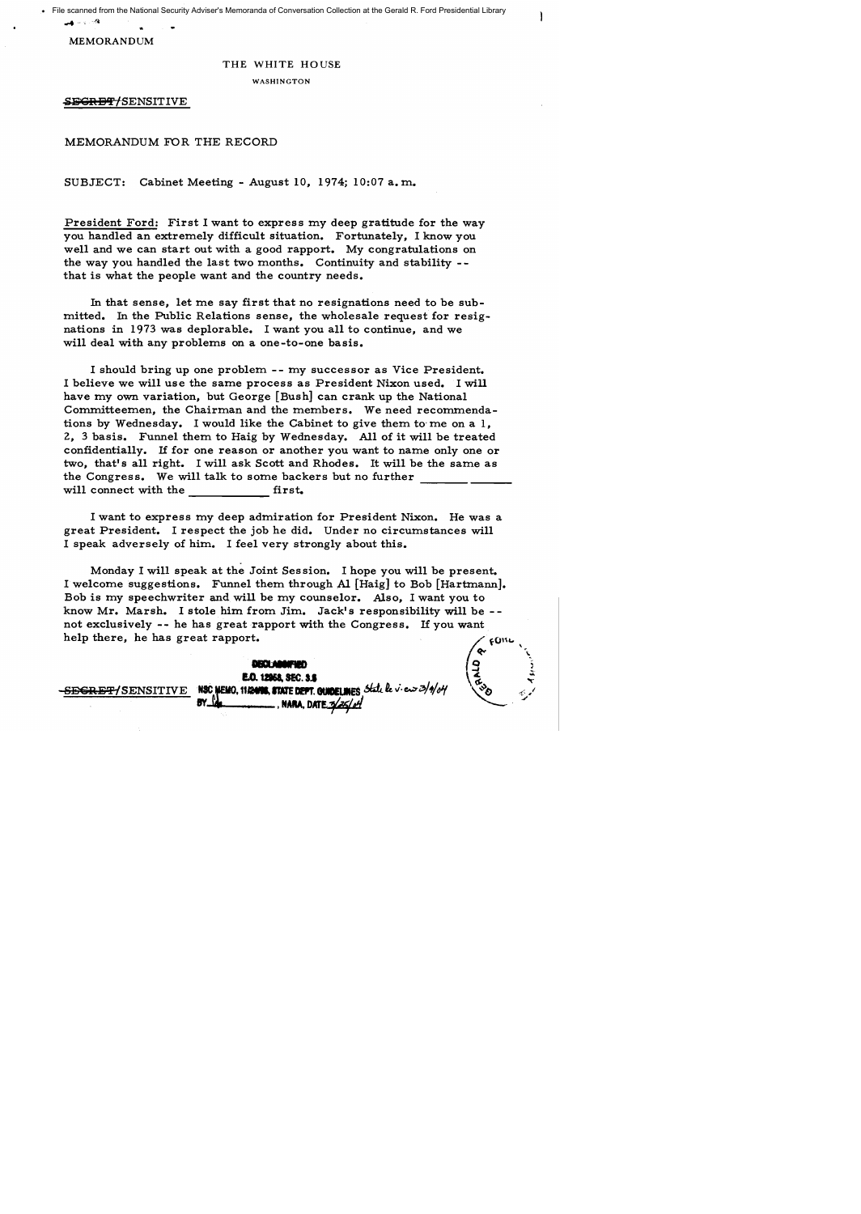MEMORANDUM

THE WHITE HOUSE

WASHINGTON

~~SECRET~~/SENSITIVE

MEMORANDUM FOR THE RECORD

SUBJECT: Cabinet Meeting - August 10, 1974; 10:07 a.m.

President Ford: First I want to express my deep gratitude for the way you handled an extremely difficult situation. Fortunately, I know you well and we can start out with a good rapport. My congratulations on the way you handled the last two months. Continuity and stability -- that is what the people want and the country needs.

In that sense, let me say first that no resignations need to be submitted. In the Public Relations sense, the wholesale request for resignations in 1973 was deplorable. I want you all to continue, and we will deal with any problems on a one-to-one basis.

I should bring up one problem -- my successor as Vice President. I believe we will use the same process as President Nixon used. I will have my own variation, but George [Bush] can crank up the National Committeemen, the Chairman and the members. We need recommendations by Wednesday. I would like the Cabinet to give them to me on a 1, 2, 3 basis. Funnel them to Haig by Wednesday. All of it will be treated confidentially. If for one reason or another you want to name only one or two, that's all right. I will ask Scott and Rhodes. It will be the same as the Congress. We will talk to some backers but no further \_\_\_\_\_\_\_ \_\_\_\_\_\_\_ will connect with the \_\_\_\_\_\_\_\_\_\_\_ first.

I want to express my deep admiration for President Nixon. He was a great President. I respect the job he did. Under no circumstances will I speak adversely of him. I feel very strongly about this.

Monday I will speak at the Joint Session. I hope you will be present. I welcome suggestions. Funnel them through Al [Haig] to Bob [Hartmann]. Bob is my speechwriter and will be my counselor. Also, I want you to know Mr. Marsh. I stole him from Jim. Jack's responsibility will be -- not exclusively -- he has great rapport with the Congress. If you want help there, he has great rapport.

~~SECRET~~/SENSITIVE

DECLASSIFIED
E.O. 12958, SEC. 3.5
NSC MEMO, 11/24/98, STATE DEPT. GUIDELINES State Review 3/9/04
BY ___, NARA, DATE 3/25/04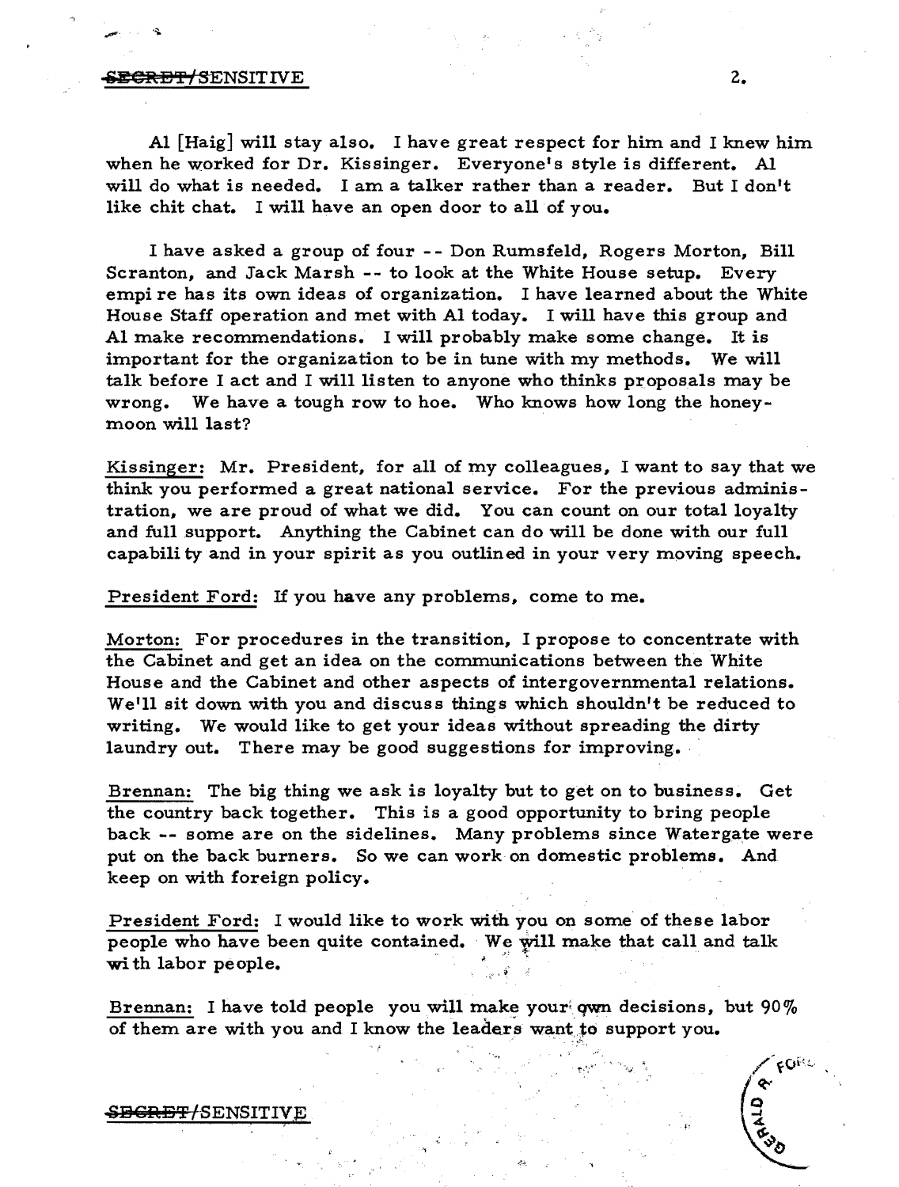Al [Haig] will stay also. I have great respect for him and I knew him when he worked for Dr. Kissinger. Everyone's style is different. Al will do what is needed. I am a talker rather than a reader. But I don't like chit chat. I will have an open door to all of you.

I have asked a group of four -- Don Rumsfeld, Rogers Morton, Bill Scranton, and Jack Marsh -- to look at the White House setup. Every empi re has its own ideas of organization. I have learned about the White House Staff operation and met with Al today. I will have this group and Al make recommendations. I will probably make some change. It is important for the organization to be in tune with my methods. We will talk before I act and I will listen to anyone who thinks proposals may be wrong. We have a tough row to hoe. Who knows how long the honeymoon will last?

Kissinger: Mr. President, for all of my colleagues, I want to say that we think you performed a great national service. For the previous administration, we are proud of what we did. You can count on our total loyalty and full support. Anything the Cabinet can do will be done with our full capabili ty and in your spirit as you outlined in your very moving speech.

President Ford: If you have any problems, come to me.

Morton: For procedures in the transition, I propose to concentrate with the Cabinet and get an idea on the communications between the White House and the Cabinet and other aspects of intergovernmental relations. We'll sit down with you and discuss things which shouldn't be reduced to writing. We would like to get your ideas without spreading the dirty laundry out. There may be good suggestions for improving.

Brennan: The big thing we ask is loyalty but to get on to business. Get the country back together. This is a good opportunity to bring people back -- some are on the sidelines. Many problems since Watergate were put on the back burners. So we can work on domestic problems. And keep on with foreign policy.

President Ford: I would like to work with you on some of these labor people who have been quite contained. We will make that call and talk with labor people.

Brennan: I have told people you will make your own decisions, but 90% of them are with you and I know the leaders want to support you.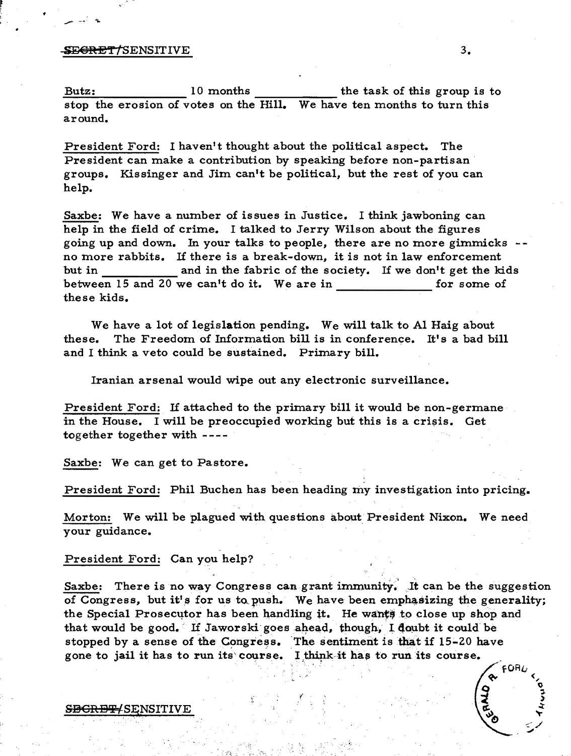Butz: \_\_\_\_\_\_\_\_\_\_\_\_\_ 10 months \_\_\_\_\_\_\_\_\_\_\_\_ the task of this group is to stop the erosion of votes on the Hill. We have ten months to turn this around.

President Ford: I haven't thought about the political aspect. The President can make a contribution by speaking before non-partisan groups. Kissinger and Jim can't be political, but the rest of you can help.

Saxbe: We have a number of issues in Justice. I think jawboning can help in the field of crime. I talked to Jerry Wilson about the figures going up and down. In your talks to people, there are no more gimmicks -- no more rabbits. If there is a break-down, it is not in law enforcement but in \_\_\_\_\_\_\_\_\_\_\_\_ and in the fabric of the society. If we don't get the kids between 15 and 20 we can't do it. We are in \_\_\_\_\_\_\_\_\_\_\_\_\_\_\_ for some of these kids.

We have a lot of legislation pending. We will talk to Al Haig about these. The Freedom of Information bill is in conference. It's a bad bill and I think a veto could be sustained. Primary bill.

Iranian arsenal would wipe out any electronic surveillance.

President Ford: If attached to the primary bill it would be non-germane in the House. I will be preoccupied working but this is a crisis. Get together together with ----

Saxbe: We can get to Pastore.

President Ford: Phil Buchen has been heading my investigation into pricing.

Morton: We will be plagued with questions about President Nixon. We need your guidance.

President Ford: Can you help?

Saxbe: There is no way Congress can grant immunity. It can be the suggestion of Congress, but it's for us to push. We have been emphasizing the generality; the Special Prosecutor has been handling it. He wants to close up shop and that would be good. If Jaworski goes ahead, though, I doubt it could be stopped by a sense of the Congress. The sentiment is that if 15-20 have gone to jail it has to run its course. I think it has to run its course.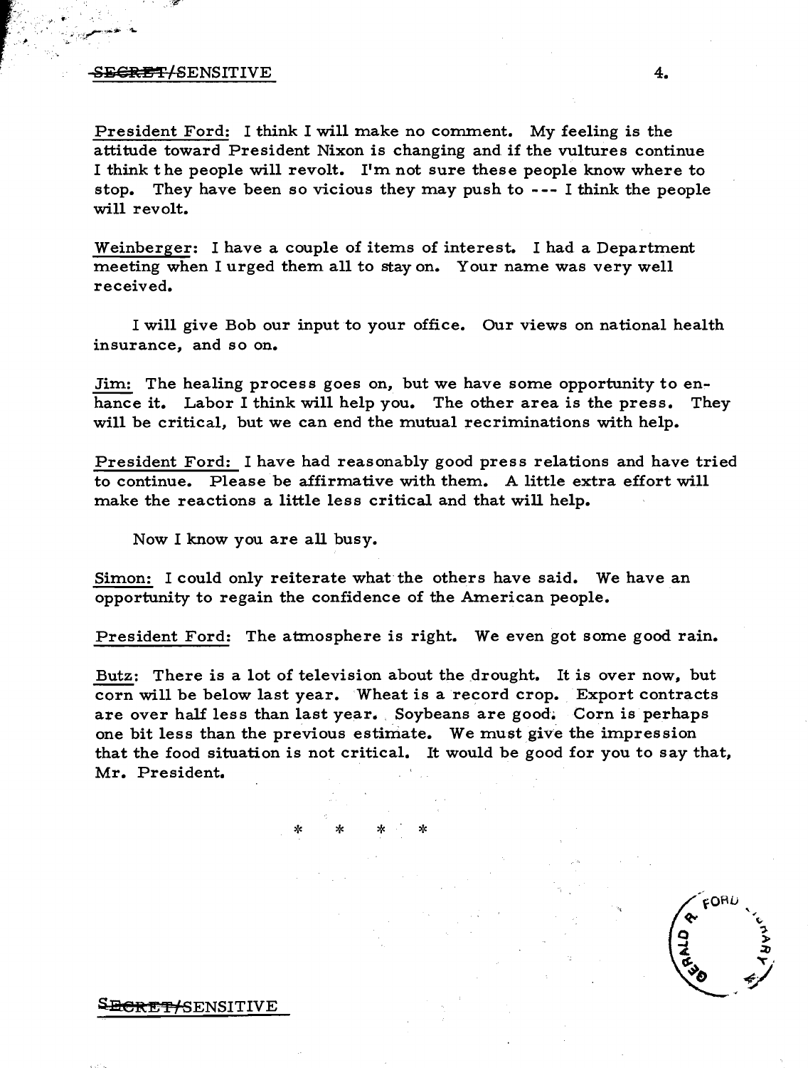President Ford: I think I will make no comment. My feeling is the attitude toward President Nixon is changing and if the vultures continue I think the people will revolt. I'm not sure these people know where to stop. They have been so vicious they may push to --- I think the people will revolt.

Weinberger: I have a couple of items of interest. I had a Department meeting when I urged them all to stay on. Your name was very well received.

I will give Bob our input to your office. Our views on national health insurance, and so on.

Jim: The healing process goes on, but we have some opportunity to enhance it. Labor I think will help you. The other area is the press. They will be critical, but we can end the mutual recriminations with help.

President Ford: I have had reasonably good press relations and have tried to continue. Please be affirmative with them. A little extra effort will make the reactions a little less critical and that will help.

Now I know you are all busy.

Simon: I could only reiterate what the others have said. We have an opportunity to regain the confidence of the American people.

President Ford: The atmosphere is right. We even got some good rain.

Butz: There is a lot of television about the drought. It is over now, but corn will be below last year. Wheat is a record crop. Export contracts are over half less than last year. Soybeans are good. Corn is perhaps one bit less than the previous estimate. We must give the impression that the food situation is not critical. It would be good for you to say that, Mr. President.

\* \* \* \*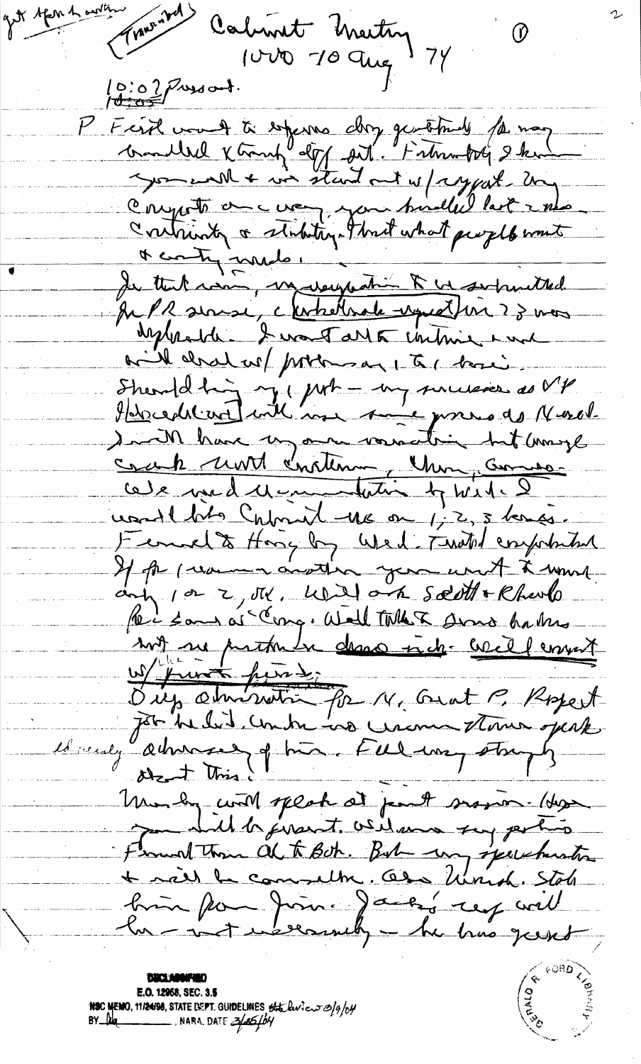get these to authors (Transcribed)

# Cabinet Meeting
1000 10 Aug 74

(1)

10:02 Present.

P First want to express deep gratitude for way handled transfer of auth. Fortunately I know you well + we start out w/respect. Any congrats are a very you handled last 2 wks. Continuity + stability. That what people want + country needs.

In that vein, resignation to be submitted for PR sense, [whatsoever request] was 2 3 was deplorable. I want all to continue and will deal w/ problems on 1 to 1 basis.

Should bring up 1 pt — my successor as VP [Rockefeller] will use same process as Nixon. I will have my own evaluation but would seek your views. Then, Cong. We need recommendations by Wed. I would like Cabinet rec on 1, 2, 3 basis. Forward to Haig by Wed. Treated confidential. If for some reason another you want to name any 1 or 2, OK. Will ask Scott + Rhodes for same as Cong. Will talk to Dems leaders but not necessarily draw rich. Will consult w/ friends.

Only administration for N, Great P. Respect for his list. Under no circumstances speak unkindly adversely of him. Feel very strongly about this!

Monday will speak at joint session. Hope you will be present. Will welcome any position. Forward them all to Bob. Bob my speechwriter + will be consultant. Also Wirick. Stole him from Jim. Jack's rep will be — not necessarily — he has great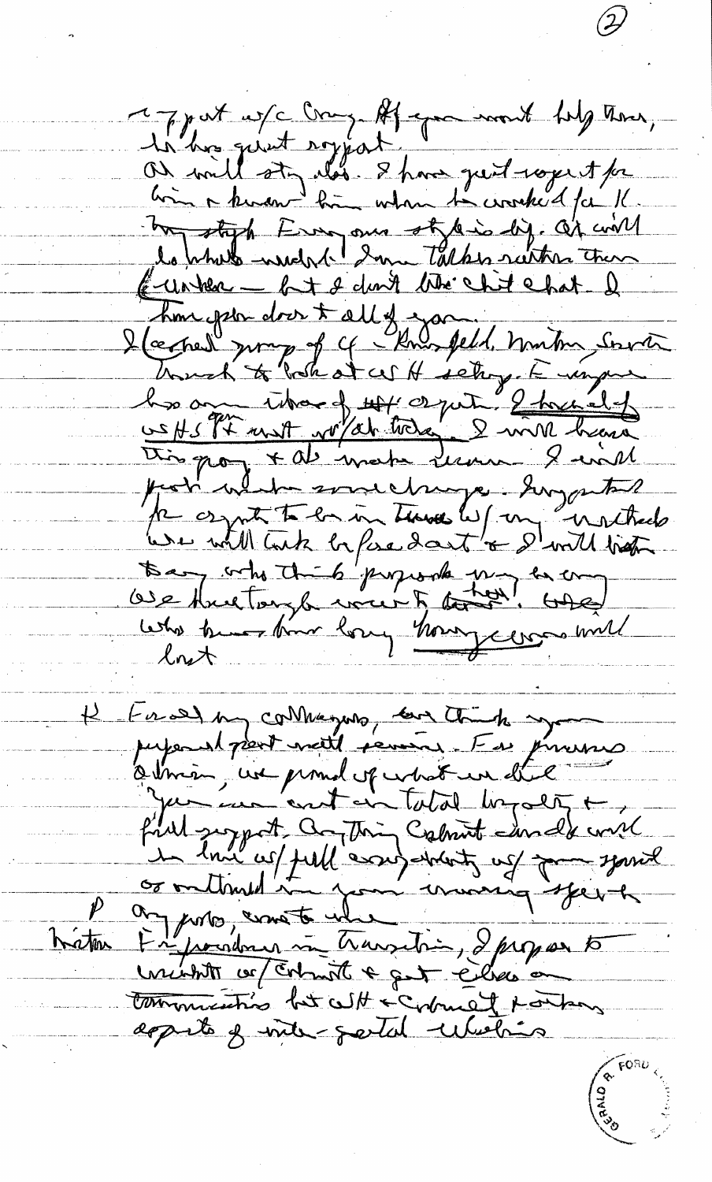— support w/c Cong. If you want help there, he has great rapport.

Al will stay also. I have great respect for him & knew him when he worked for K.

My staff — Every one's style is diff. Al will do what's needed. I am talker rather than listener — but I don't like chit chat. I know you don't & all of you.

I learned group of — Rumsfeld, Morton, Scranton, Marsh to look at WH setup. Everyone has own idea of WH organization. I [unclear] of WH staff met w/ all today. I will have this group & also make decisions. I will push ahead some changes. Important for organization to be in tune w/ my methods.

We will look before I act & I will listen to any who think proposals may be wrong. We have tough course to travel. We who know how long, how many will last.

K — For all my colleagues, we think your personal post will remain. For previous Admin, we proud of what we did. You can count on total loyalty & full support. Anything Cabinet can do will be done w/ full conformity w/ your spirit or outlined in your morning speech.

P — Any probs, come to me.

Marton — For president in transition, I propose to consult w/ Cabinet & get close on communications between WH & Cabinet & other aspects of inter-govtal relations.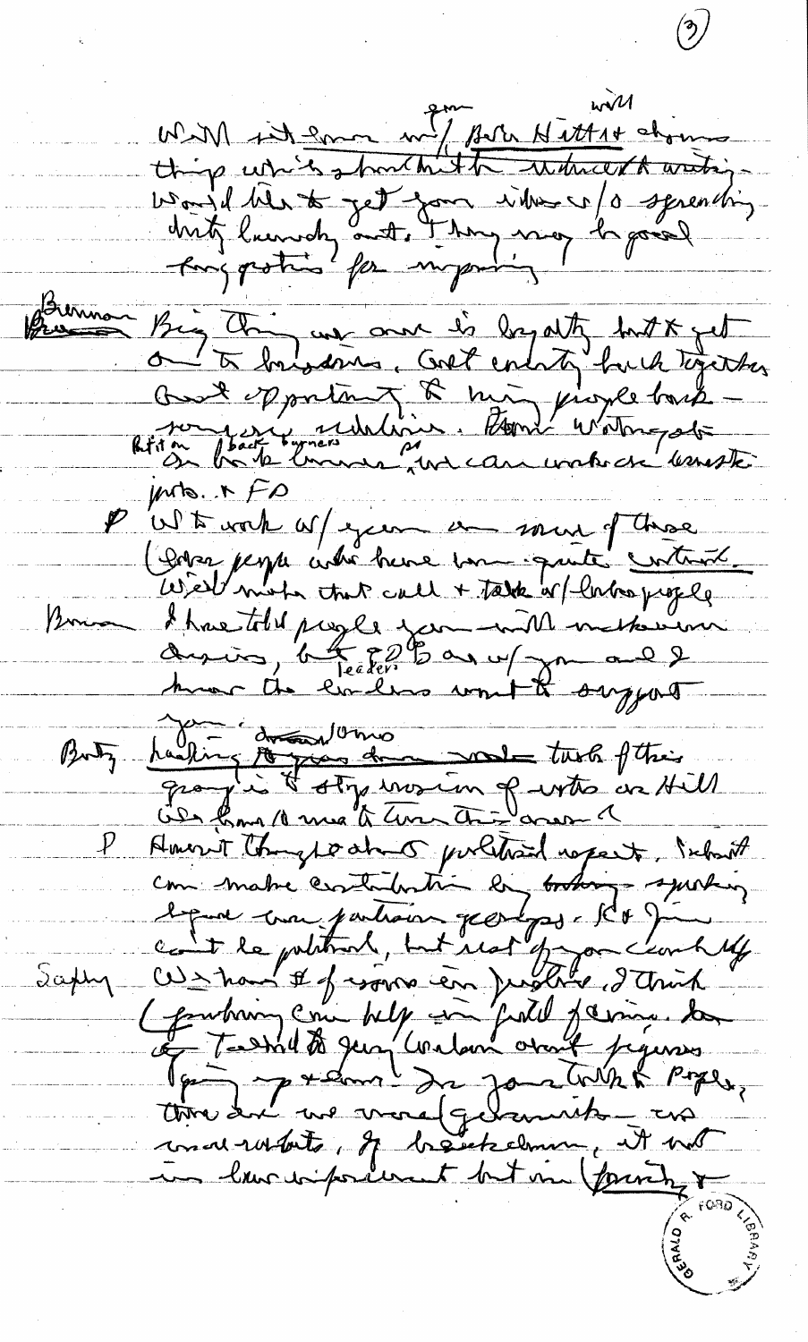gov will
Will sit down w/ Bob Hitt + chairman
things which shouldn't be ~~indiscreet~~ written.
Would like to get your ideas w/o spreading
dirty laundry out. They may be good
suggestions for improving

Brennan Big thing we need is loyalty but + get
on to business. Get entity back together
and opportunity & many people back —
temporary relations. Bonds. Watergate
Reform [back burners] On back burner as we can work on ~~domestic~~ domestic
probs. + FP

P Want to work w/ you on some of those
labor people who have been quite critical.
We'll make that call + talk w/ labor people

Brennan I have told people you will make own
decisions, but ~~2 2~~ leaders talk w/ you and I
know the leaders want to support
you.

Bentz Holding ~~to~~ ~~your~~ down [veto] ~~vote~~ tools of this
group is to stop erosion of votes on Hill
We have a man to turn this around.

P Aren't things to abstain political aspects. Labor
can make contribution by talking - speaking
beyond narrow partisan groups. I + Jim
can't be political, but rest of you could.

Safety We have # of issues in position. I think
(jawboning can help in field of crime. Dan
of Teamsters & Jerry Wurf about figures
going up + down. In Jan talk to People,
there are ~~we~~ more (gimmicks — no
real results. If breakdown, it not
in law enforcement but in (family +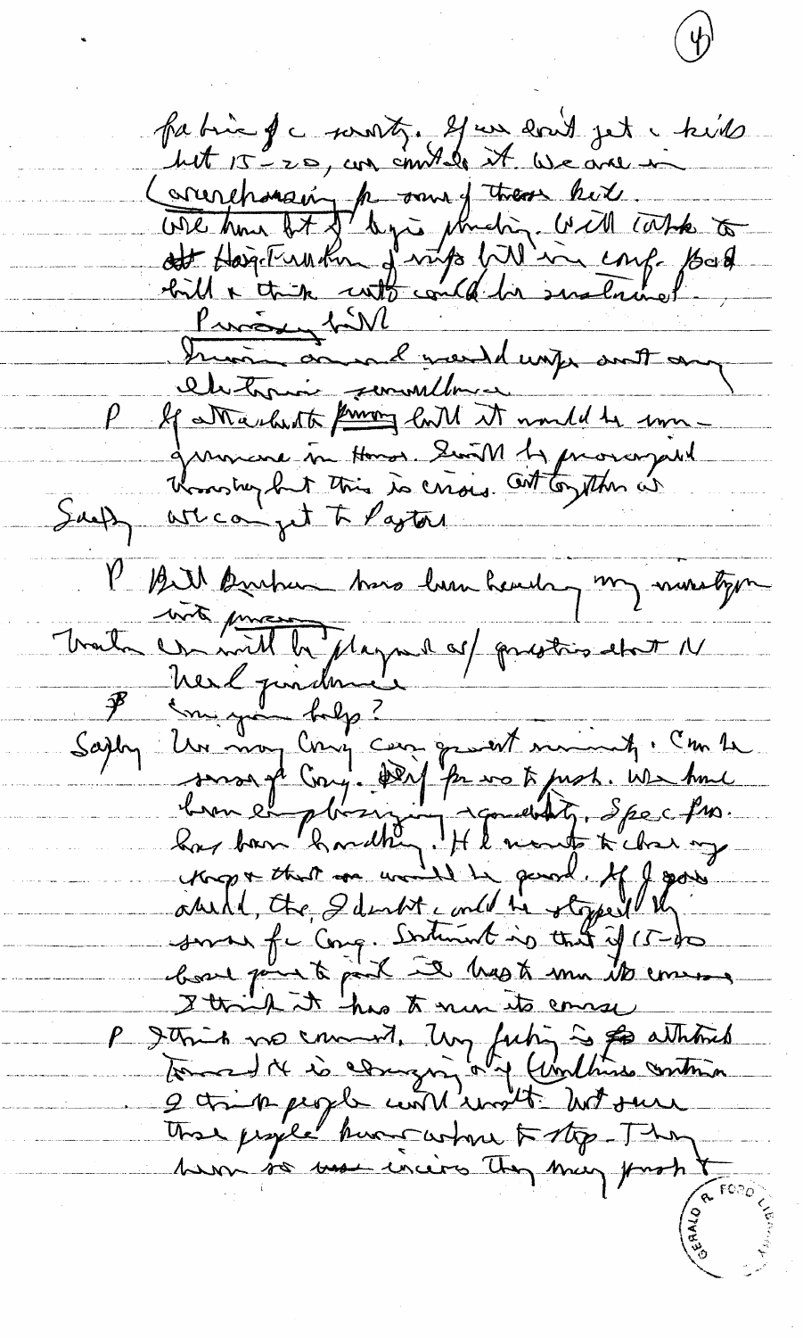fabric of a society. If we don't get a kids bill 15–20, we could do it. We are in
(overcharging) for some of these bills.
We have lot of lyric finding. Will talk to
Hays-Freedom of info bill in conf. Bad
bill & think veto could be sustained.

Privacy bill

Levin amend would wipe out any electronic surveillance

P If attached to privacy bill it would be ungovernance in House. Would be procrastinated Thursday but this is crisis. Get together so

Scalley we can get to Pastore

P Bill Buchen has been handling my ~~ministry~~ ~~with~~ ~~privacy~~

Walter We will be plagued w/ questions about N
Need guidance

B Can you help?

Scalley Unanimous Cong. can grant immunity. Can be sense of Cong. ~~Deny~~ for us to push. We have been emphasizing equality. Spec Pros. has been handling. He wants to close up shop & that one would be good. If I gave ~~a bill~~, the, I doubt, could be stopped by sense of Cong. Sentiment is that if 15–20 bars going to push it has to run its course
I think it has to run its course

P I think no comment. My feeling is ~~to~~ attitude toward N is changing & if Watkins continue I think people won't want. Not sure these people know where to stop. They been so ~~ins~~ vicious they may push to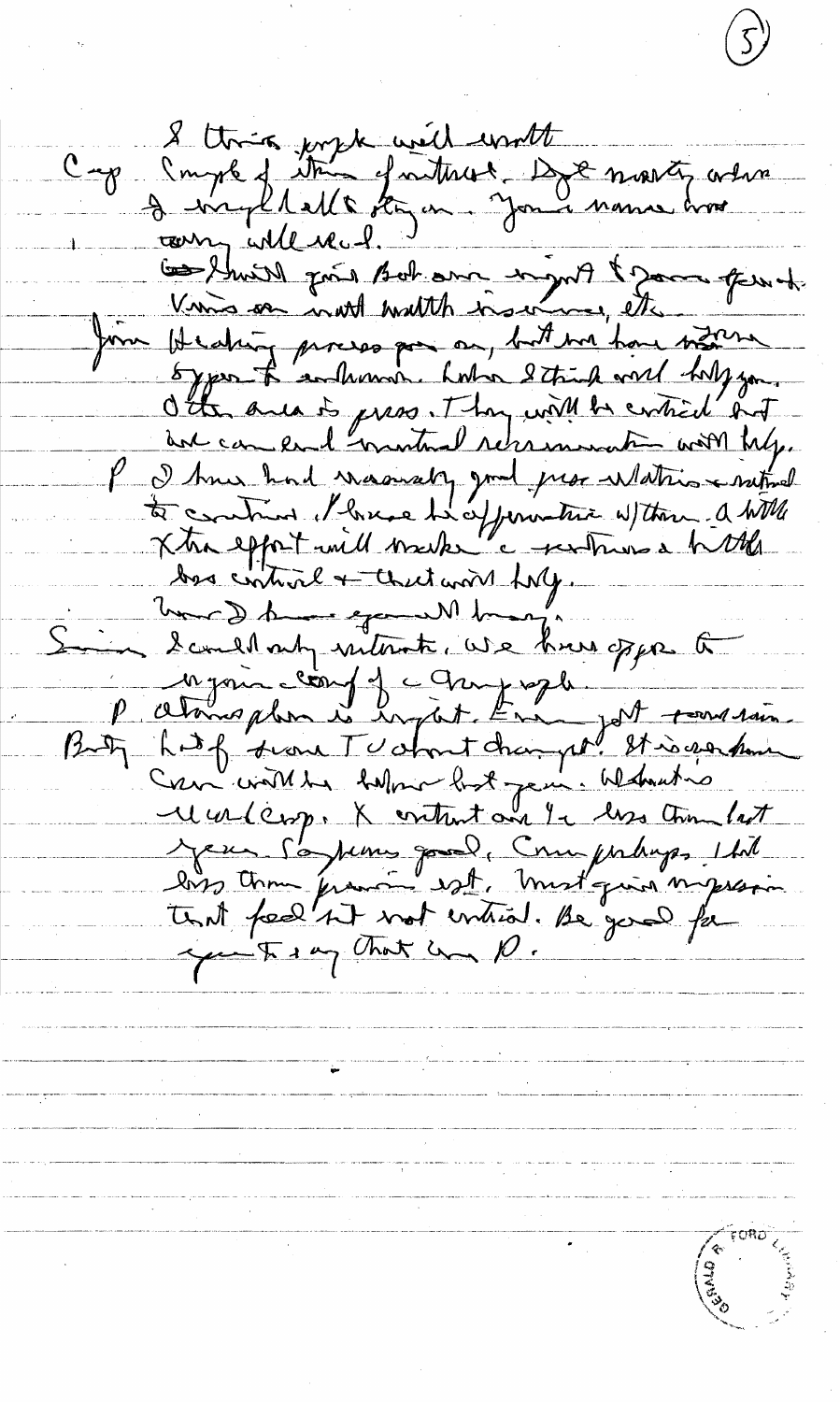& these people will wait

Cap Couple of items of interest. Dole majority whim I myself talk stayin. Your name was very well recd.

Health goin Bob am upset & some [?] Vans on natl health insurance, etc.

Jim Healing process goes on, but we have some oppos to ombudsman. Labor I think will help you. Other area is press. They will be critical but we can end mutual recrimination will help.

P I have had reasonably good press relations & intend to continue. Please be affirmative w/them. A little xtra effort will make a tendency a little less critical & that will help.

Now I have your bray.

Simon I could only intimate, we have oppor to regain confid of Am people.

P Atmosphere is improved. Even got rain.

Burty half of Steve TV about change. It is obvious Cam will be before budget. What is ucl [?] ecsp. X content on 4a less than last year. So prices good. Cam perhaps 1 bil less than previous est. Must give impression that food not critical. Be good for you to say that Mr. P.